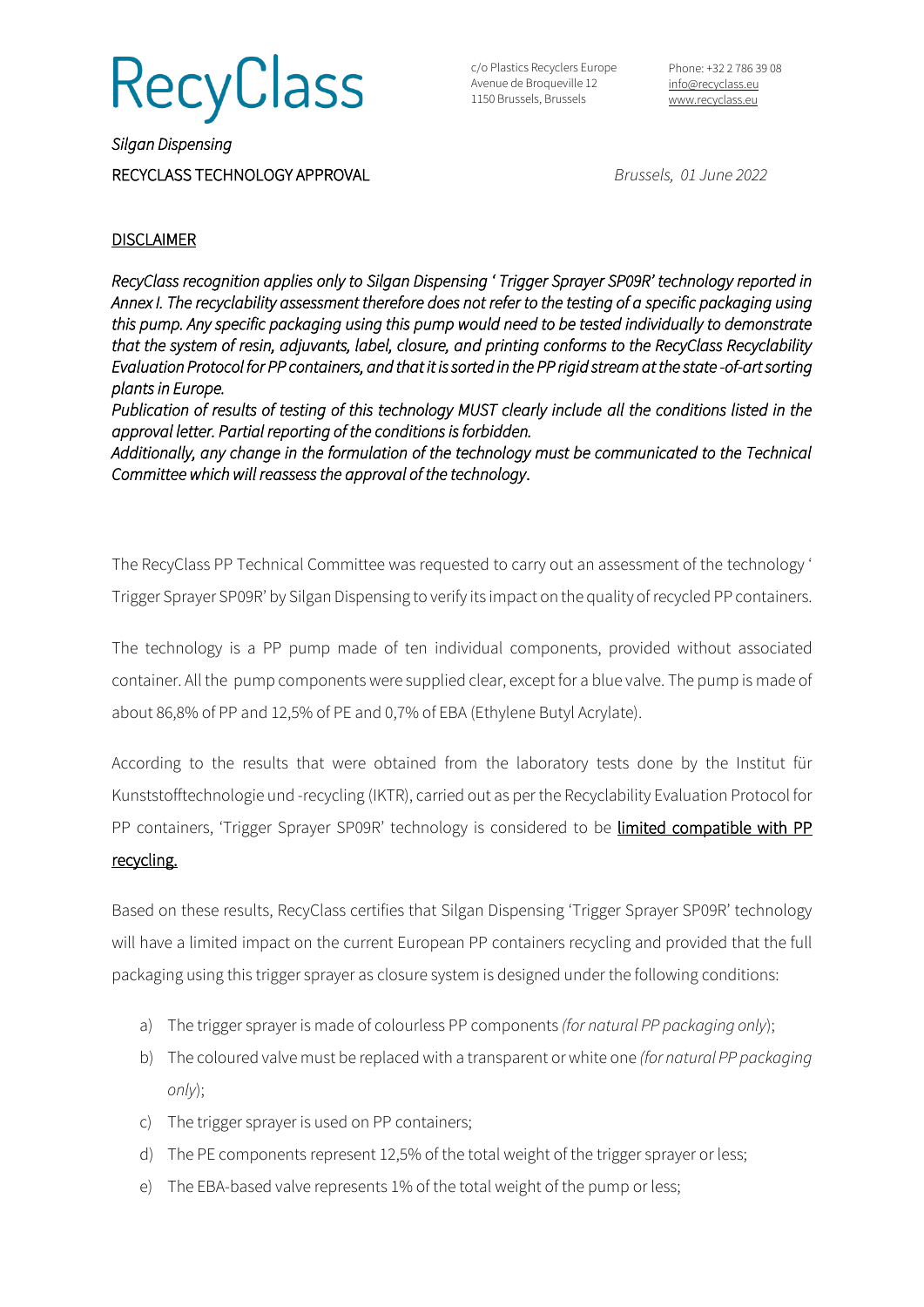RecyClass

c/o Plastics Recyclers Europe
Avenue de Broqueville 12
1150 Brussels, Brussels

Phone: +32 2 786 39 08
info@recyclass.eu
www.recyclass.eu

*Silgan Dispensing*

RECYCLASS TECHNOLOGY APPROVAL

*Brussels, 01 June 2022*

DISCLAIMER

*RecyClass recognition applies only to Silgan Dispensing ' Trigger Sprayer SP09R' technology reported in Annex I. The recyclability assessment therefore does not refer to the testing of a specific packaging using this pump. Any specific packaging using this pump would need to be tested individually to demonstrate that the system of resin, adjuvants, label, closure, and printing conforms to the RecyClass Recyclability Evaluation Protocol for PP containers, and that it is sorted in the PP rigid stream at the state -of-art sorting plants in Europe.*
*Publication of results of testing of this technology MUST clearly include all the conditions listed in the approval letter. Partial reporting of the conditions is forbidden.*
*Additionally, any change in the formulation of the technology must be communicated to the Technical Committee which will reassess the approval of the technology.*

The RecyClass PP Technical Committee was requested to carry out an assessment of the technology ' Trigger Sprayer SP09R' by Silgan Dispensing to verify its impact on the quality of recycled PP containers.

The technology is a PP pump made of ten individual components, provided without associated container. All the pump components were supplied clear, except for a blue valve. The pump is made of about 86,8% of PP and 12,5% of PE and 0,7% of EBA (Ethylene Butyl Acrylate).

According to the results that were obtained from the laboratory tests done by the Institut für Kunststofftechnologie und -recycling (IKTR), carried out as per the Recyclability Evaluation Protocol for PP containers, 'Trigger Sprayer SP09R' technology is considered to be limited compatible with PP recycling.

Based on these results, RecyClass certifies that Silgan Dispensing 'Trigger Sprayer SP09R' technology will have a limited impact on the current European PP containers recycling and provided that the full packaging using this trigger sprayer as closure system is designed under the following conditions:

a) The trigger sprayer is made of colourless PP components *(for natural PP packaging only)*;
b) The coloured valve must be replaced with a transparent or white one *(for natural PP packaging only)*;
c) The trigger sprayer is used on PP containers;
d) The PE components represent 12,5% of the total weight of the trigger sprayer or less;
e) The EBA-based valve represents 1% of the total weight of the pump or less;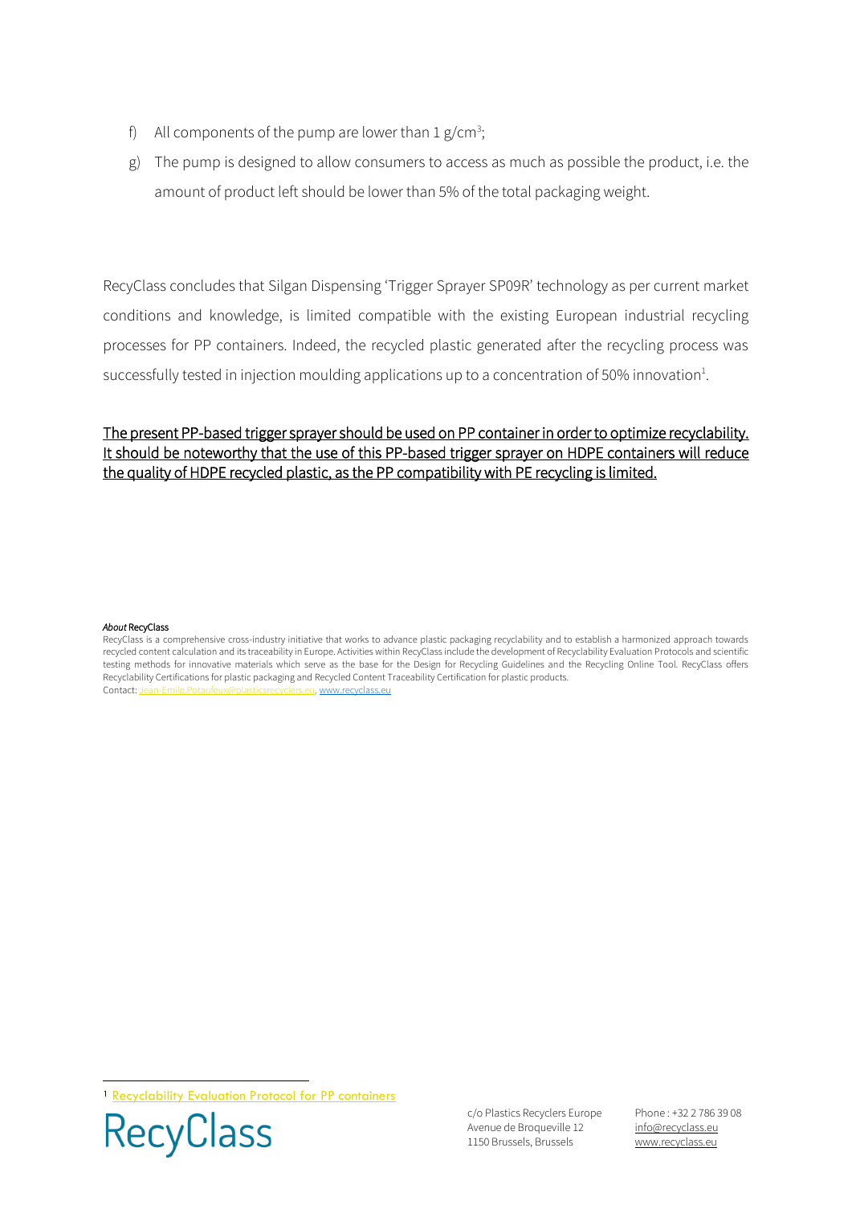f) All components of the pump are lower than 1 g/cm$^3$;

g) The pump is designed to allow consumers to access as much as possible the product, i.e. the amount of product left should be lower than 5% of the total packaging weight.

RecyClass concludes that Silgan Dispensing 'Trigger Sprayer SP09R' technology as per current market conditions and knowledge, is limited compatible with the existing European industrial recycling processes for PP containers. Indeed, the recycled plastic generated after the recycling process was successfully tested in injection moulding applications up to a concentration of 50% innovation[1].

<u>The present PP-based trigger sprayer should be used on PP container in order to optimize recyclability. It should be noteworthy that the use of this PP-based trigger sprayer on HDPE containers will reduce the quality of HDPE recycled plastic, as the PP compatibility with PE recycling is limited.</u>

***About* RecyClass**

RecyClass is a comprehensive cross-industry initiative that works to advance plastic packaging recyclability and to establish a harmonized approach towards recycled content calculation and its traceability in Europe. Activities within RecyClass include the development of Recyclability Evaluation Protocols and scientific testing methods for innovative materials which serve as the base for the Design for Recycling Guidelines and the Recycling Online Tool. RecyClass offers Recyclability Certifications for plastic packaging and Recycled Content Traceability Certification for plastic products.
Contact: Jean-Emile.Potaufeux@plasticsrecyclers.eu, www.recyclass.eu

[1] Recyclability Evaluation Protocol for PP containers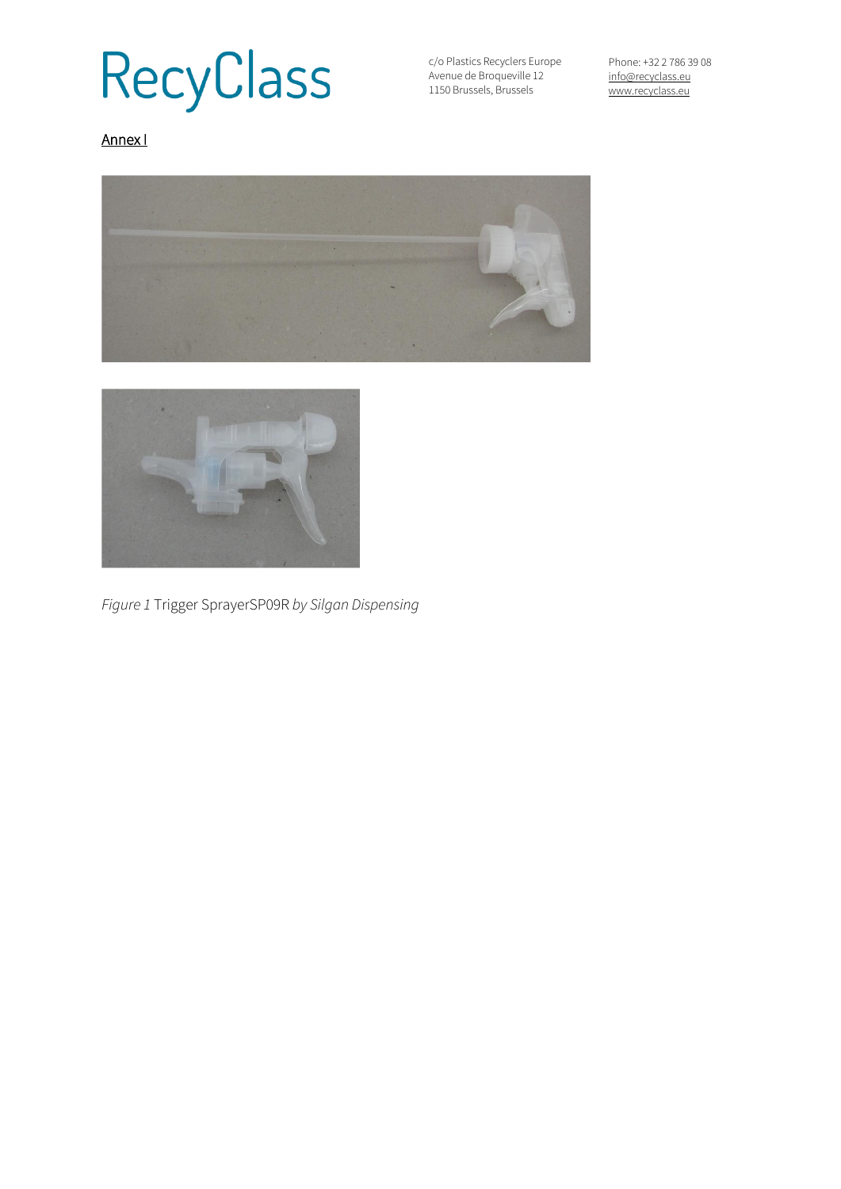Annex I

*Figure 1* Trigger SprayerSP09R *by Silgan Dispensing*